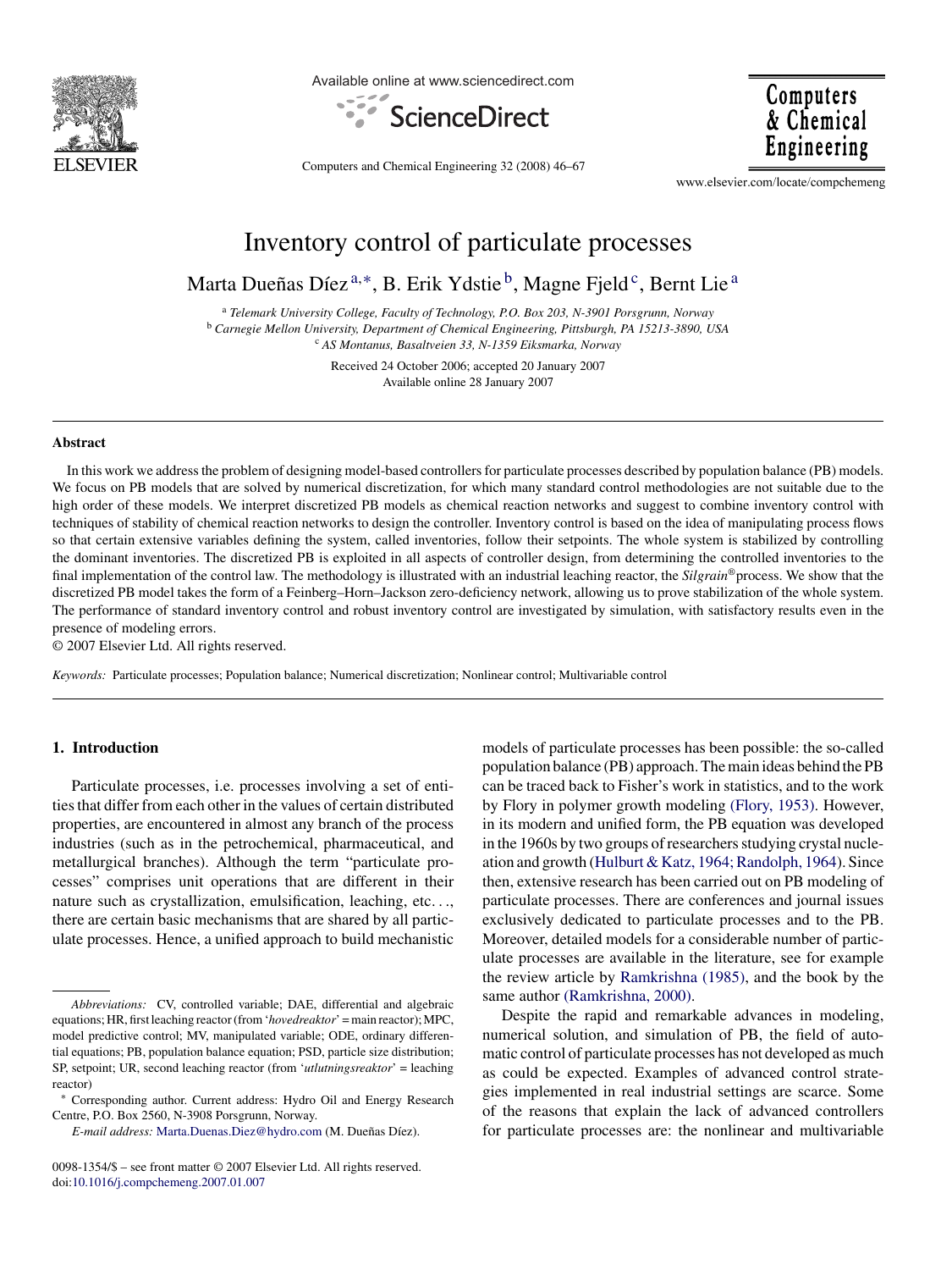# Inventory control of particulate processes

Marta Dueñas Díez[a,*], B. Erik Ydstie[b], Magne Fjeld[c], Bernt Lie[a]

[a] *Telemark University College, Faculty of Technology, P.O. Box 203, N-3901 Porsgrunn, Norway*
[b] *Carnegie Mellon University, Department of Chemical Engineering, Pittsburgh, PA 15213-3890, USA*
[c] *AS Montanus, Basaltveien 33, N-1359 Eiksmarka, Norway*

Received 24 October 2006; accepted 20 January 2007
Available online 28 January 2007

## Abstract

In this work we address the problem of designing model-based controllers for particulate processes described by population balance (PB) models. We focus on PB models that are solved by numerical discretization, for which many standard control methodologies are not suitable due to the high order of these models. We interpret discretized PB models as chemical reaction networks and suggest to combine inventory control with techniques of stability of chemical reaction networks to design the controller. Inventory control is based on the idea of manipulating process flows so that certain extensive variables defining the system, called inventories, follow their setpoints. The whole system is stabilized by controlling the dominant inventories. The discretized PB is exploited in all aspects of controller design, from determining the controlled inventories to the final implementation of the control law. The methodology is illustrated with an industrial leaching reactor, the *Silgrain*® process. We show that the discretized PB model takes the form of a Feinberg–Horn–Jackson zero-deficiency network, allowing us to prove stabilization of the whole system. The performance of standard inventory control and robust inventory control are investigated by simulation, with satisfactory results even in the presence of modeling errors.

© 2007 Elsevier Ltd. All rights reserved.

*Keywords:* Particulate processes; Population balance; Numerical discretization; Nonlinear control; Multivariable control

## 1. Introduction

Particulate processes, i.e. processes involving a set of entities that differ from each other in the values of certain distributed properties, are encountered in almost any branch of the process industries (such as in the petrochemical, pharmaceutical, and metallurgical branches). Although the term "particulate processes" comprises unit operations that are different in their nature such as crystallization, emulsification, leaching, etc..., there are certain basic mechanisms that are shared by all particulate processes. Hence, a unified approach to build mechanistic models of particulate processes has been possible: the so-called population balance (PB) approach. The main ideas behind the PB can be traced back to Fisher's work in statistics, and to the work by Flory in polymer growth modeling (Flory, 1953). However, in its modern and unified form, the PB equation was developed in the 1960s by two groups of researchers studying crystal nucleation and growth (Hulbert & Katz, 1964; Randolph, 1964). Since then, extensive research has been carried out on PB modeling of particulate processes. There are conferences and journal issues exclusively dedicated to particulate processes and to the PB. Moreover, detailed models for a considerable number of particulate processes are available in the literature, see for example the review article by Ramkrishna (1985), and the book by the same author (Ramkrishna, 2000).

Despite the rapid and remarkable advances in modeling, numerical solution, and simulation of PB, the field of automatic control of particulate processes has not developed as much as could be expected. Examples of advanced control strategies implemented in real industrial settings are scarce. Some of the reasons that explain the lack of advanced controllers for particulate processes are: the nonlinear and multivariable

---

*Abbreviations:* CV, controlled variable; DAE, differential and algebraic equations; HR, first leaching reactor (from '*hovedreaktor*' = main reactor); MPC, model predictive control; MV, manipulated variable; ODE, ordinary differential equations; PB, population balance equation; PSD, particle size distribution; SP, setpoint; UR, second leaching reactor (from '*utlutningsreaktor*' = leaching reactor)

\* Corresponding author. Current address: Hydro Oil and Energy Research Centre, P.O. Box 2560, N-3908 Porsgrunn, Norway.

*E-mail address:* Marta.Duenas.Diez@hydro.com (M. Dueñas Díez).

0098-1354/$ – see front matter © 2007 Elsevier Ltd. All rights reserved.
doi:10.1016/j.compchemeng.2007.01.007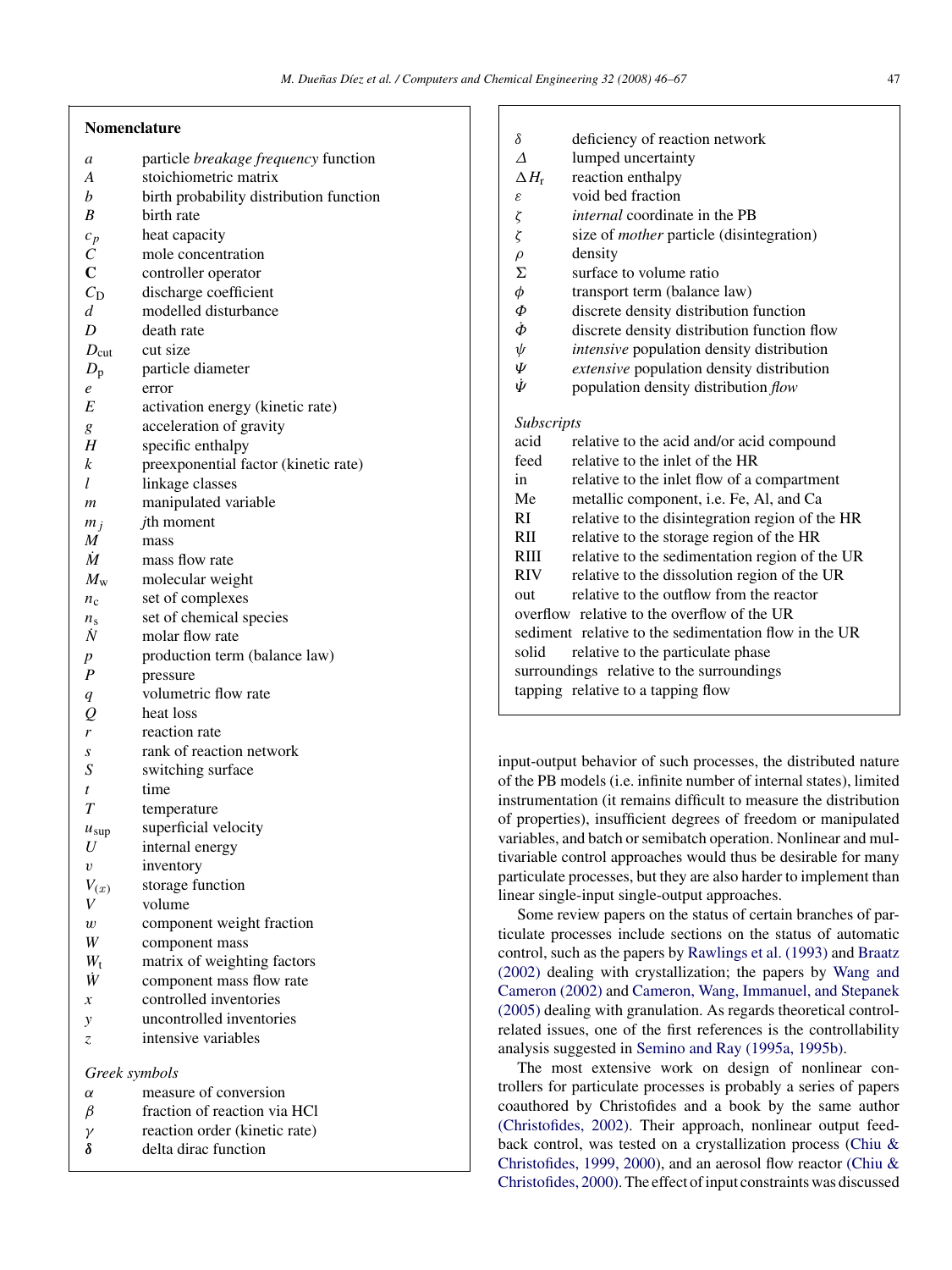## Nomenclature

| | |
|---|---|
| $a$ | particle *breakage frequency* function |
| $A$ | stoichiometric matrix |
| $b$ | birth probability distribution function |
| $B$ | birth rate |
| $c_p$ | heat capacity |
| $C$ | mole concentration |
| $\mathbf{C}$ | controller operator |
| $C_D$ | discharge coefficient |
| $d$ | modelled disturbance |
| $D$ | death rate |
| $D_{cut}$ | cut size |
| $D_p$ | particle diameter |
| $e$ | error |
| $E$ | activation energy (kinetic rate) |
| $g$ | acceleration of gravity |
| $H$ | specific enthalpy |
| $k$ | preexponential factor (kinetic rate) |
| $l$ | linkage classes |
| $m$ | manipulated variable |
| $m_j$ | $j$th moment |
| $M$ | mass |
| $\dot{M}$ | mass flow rate |
| $M_w$ | molecular weight |
| $n_c$ | set of complexes |
| $n_s$ | set of chemical species |
| $\dot{N}$ | molar flow rate |
| $p$ | production term (balance law) |
| $P$ | pressure |
| $q$ | volumetric flow rate |
| $Q$ | heat loss |
| $r$ | reaction rate |
| $s$ | rank of reaction network |
| $S$ | switching surface |
| $t$ | time |
| $T$ | temperature |
| $u_{sup}$ | superficial velocity |
| $U$ | internal energy |
| $v$ | inventory |
| $V_{(x)}$ | storage function |
| $V$ | volume |
| $w$ | component weight fraction |
| $W$ | component mass |
| $W_t$ | matrix of weighting factors |
| $\dot{W}$ | component mass flow rate |
| $x$ | controlled inventories |
| $y$ | uncontrolled inventories |
| $z$ | intensive variables |

*Greek symbols*

| | |
|---|---|
| $\alpha$ | measure of conversion |
| $\beta$ | fraction of reaction via HCl |
| $\gamma$ | reaction order (kinetic rate) |
| $\boldsymbol{\delta}$ | delta dirac function |
| $\delta$ | deficiency of reaction network |
| $\Delta$ | lumped uncertainty |
| $\Delta H_r$ | reaction enthalpy |
| $\varepsilon$ | void bed fraction |
| $\zeta$ | *internal* coordinate in the PB |
| $\zeta$ | size of *mother* particle (disintegration) |
| $\rho$ | density |
| $\Sigma$ | surface to volume ratio |
| $\phi$ | transport term (balance law) |
| $\Phi$ | discrete density distribution function |
| $\dot{\Phi}$ | discrete density distribution function flow |
| $\psi$ | *intensive* population density distribution |
| $\Psi$ | *extensive* population density distribution |
| $\dot{\Psi}$ | population density distribution *flow* |

*Subscripts*

| | |
|---|---|
| acid | relative to the acid and/or acid compound |
| feed | relative to the inlet of the HR |
| in | relative to the inlet flow of a compartment |
| Me | metallic component, i.e. Fe, Al, and Ca |
| RI | relative to the disintegration region of the HR |
| RII | relative to the storage region of the HR |
| RIII | relative to the sedimentation region of the UR |
| RIV | relative to the dissolution region of the UR |
| out | relative to the outflow from the reactor |
| overflow | relative to the overflow of the UR |
| sediment | relative to the sedimentation flow in the UR |
| solid | relative to the particulate phase |
| surroundings | relative to the surroundings |
| tapping | relative to a tapping flow |

input-output behavior of such processes, the distributed nature of the PB models (i.e. infinite number of internal states), limited instrumentation (it remains difficult to measure the distribution of properties), insufficient degrees of freedom or manipulated variables, and batch or semibatch operation. Nonlinear and multivariable control approaches would thus be desirable for many particulate processes, but they are also harder to implement than linear single-input single-output approaches.

Some review papers on the status of certain branches of particulate processes include sections on the status of automatic control, such as the papers by Rawlings et al. (1993) and Braatz (2002) dealing with crystallization; the papers by Wang and Cameron (2002) and Cameron, Wang, Immanuel, and Stepanek (2005) dealing with granulation. As regards theoretical control-related issues, one of the first references is the controllability analysis suggested in Semino and Ray (1995a, 1995b).

The most extensive work on design of nonlinear controllers for particulate processes is probably a series of papers coauthored by Christofides and a book by the same author (Christofides, 2002). Their approach, nonlinear output feedback control, was tested on a crystallization process (Chiu & Christofides, 1999, 2000), and an aerosol flow reactor (Chiu & Christofides, 2000). The effect of input constraints was discussed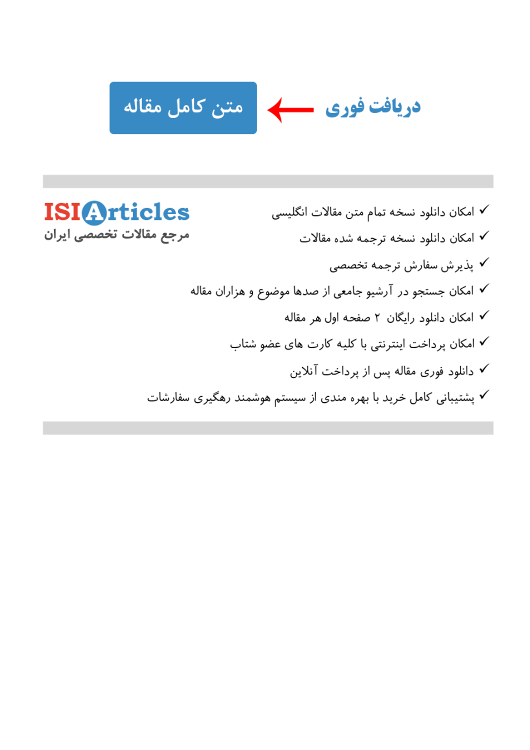**متن کامل مقاله** ← **دریافت فوری**

**ISIArticles**

مرجع مقالات تخصصی ایران

- ✓ امکان دانلود نسخه تمام متن مقالات انگلیسی
- ✓ امکان دانلود نسخه ترجمه شده مقالات
- ✓ پذیرش سفارش ترجمه تخصصی
- ✓ امکان جستجو در آرشیو جامعی از صدها موضوع و هزاران مقاله
- ✓ امکان دانلود رایگان ۲ صفحه اول هر مقاله
- ✓ امکان پرداخت اینترنتی با کلیه کارت های عضو شتاب
- ✓ دانلود فوری مقاله پس از پرداخت آنلاین
- ✓ پشتیبانی کامل خرید با بهره مندی از سیستم هوشمند رهگیری سفارشات